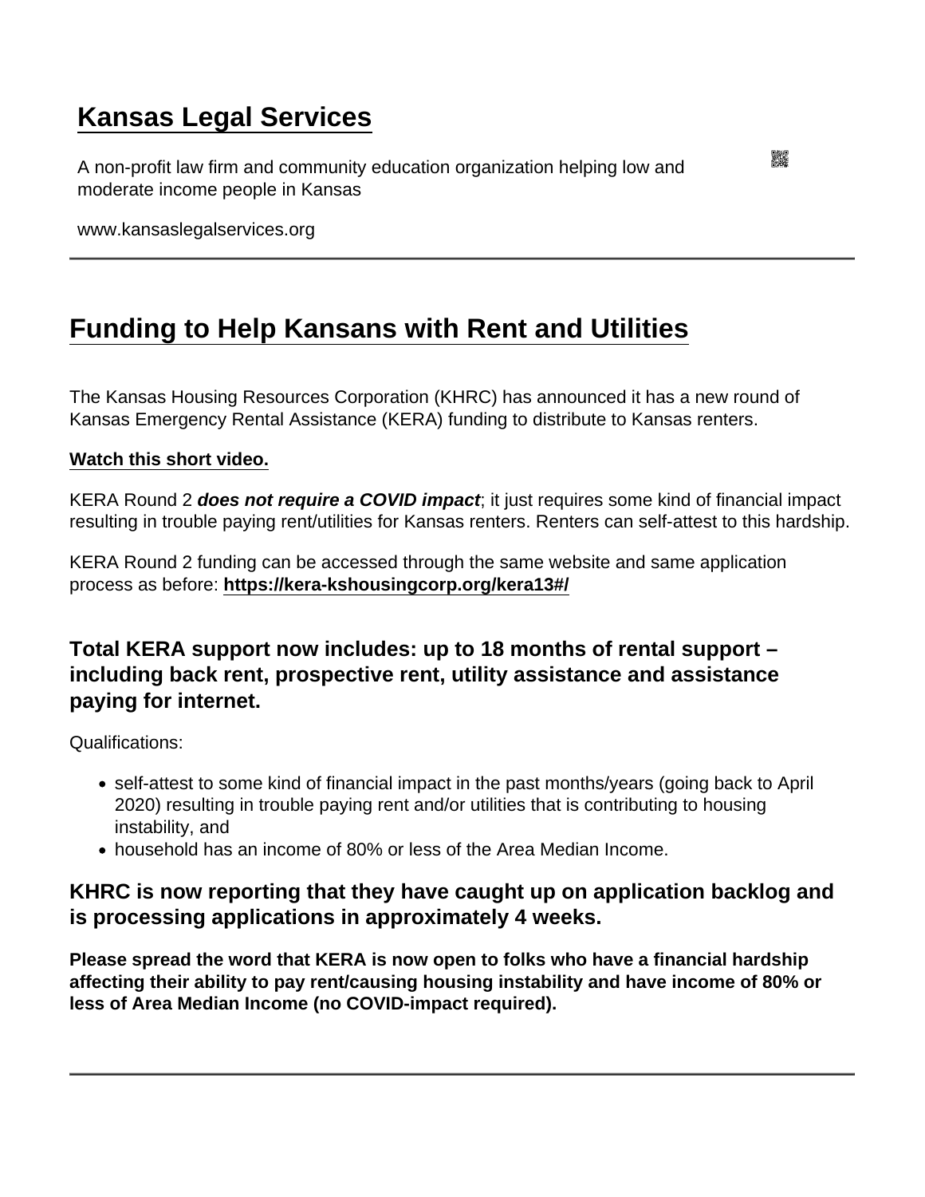# Kansas Legal Services

A non-profit law firm and community education organization helping low and moderate income people in Kansas

www.kansaslegalservices.org

---

## Funding to Help Kansans with Rent and Utilities

The Kansas Housing Resources Corporation (KHRC) has announced it has a new round of Kansas Emergency Rental Assistance (KERA) funding to distribute to Kansas renters.

**Watch this short video.**

KERA Round 2 ***does not require a COVID impact***; it just requires some kind of financial impact resulting in trouble paying rent/utilities for Kansas renters. Renters can self-attest to this hardship.

KERA Round 2 funding can be accessed through the same website and same application process as before: **https://kera-kshousingcorp.org/kera13#/**

### Total KERA support now includes: up to 18 months of rental support – including back rent, prospective rent, utility assistance and assistance paying for internet.

Qualifications:

- self-attest to some kind of financial impact in the past months/years (going back to April 2020) resulting in trouble paying rent and/or utilities that is contributing to housing instability, and
- household has an income of 80% or less of the Area Median Income.

### KHRC is now reporting that they have caught up on application backlog and is processing applications in approximately 4 weeks.

**Please spread the word that KERA is now open to folks who have a financial hardship affecting their ability to pay rent/causing housing instability and have income of 80% or less of Area Median Income (no COVID-impact required).**

---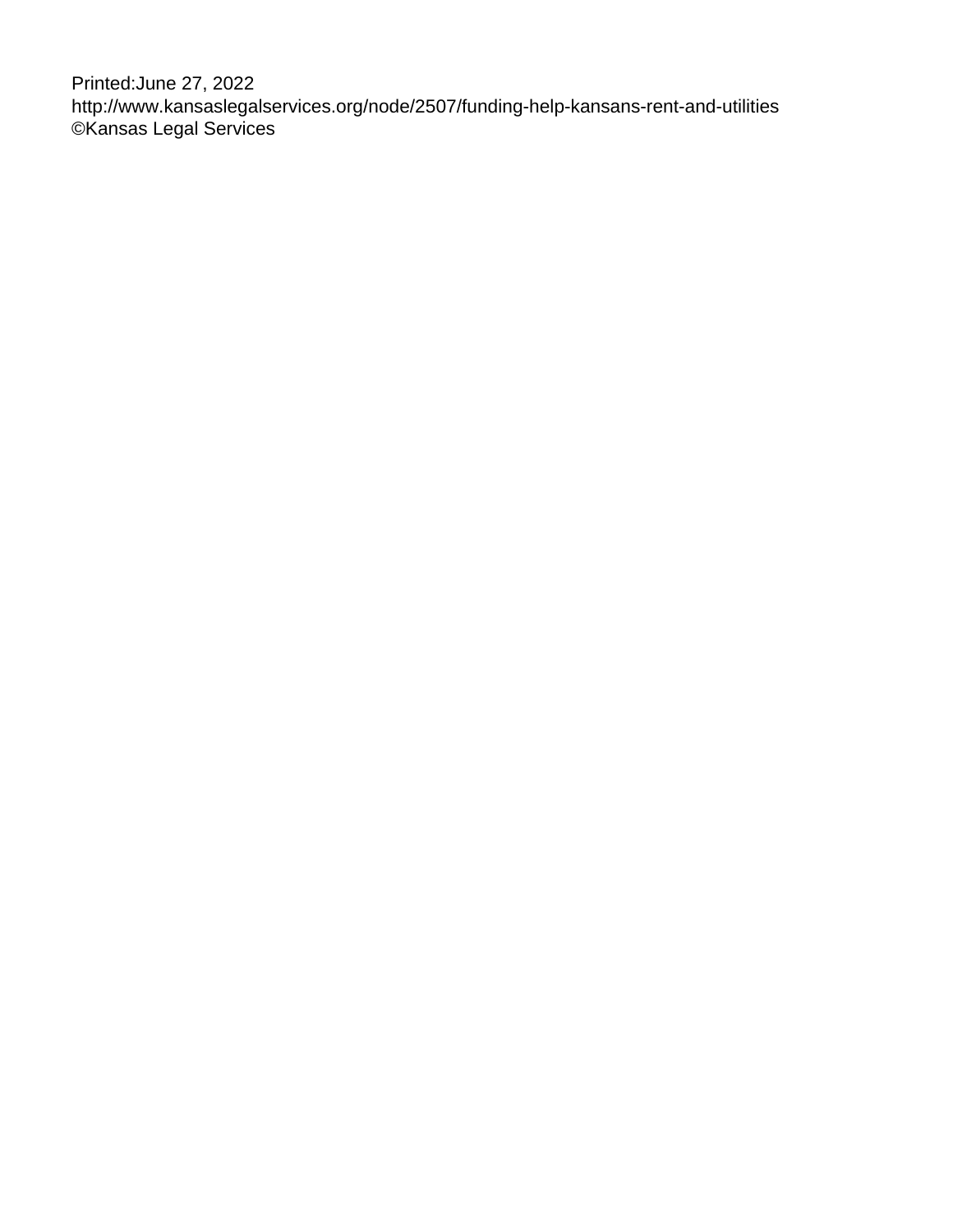Printed:June 27, 2022
http://www.kansaslegalservices.org/node/2507/funding-help-kansans-rent-and-utilities
©Kansas Legal Services